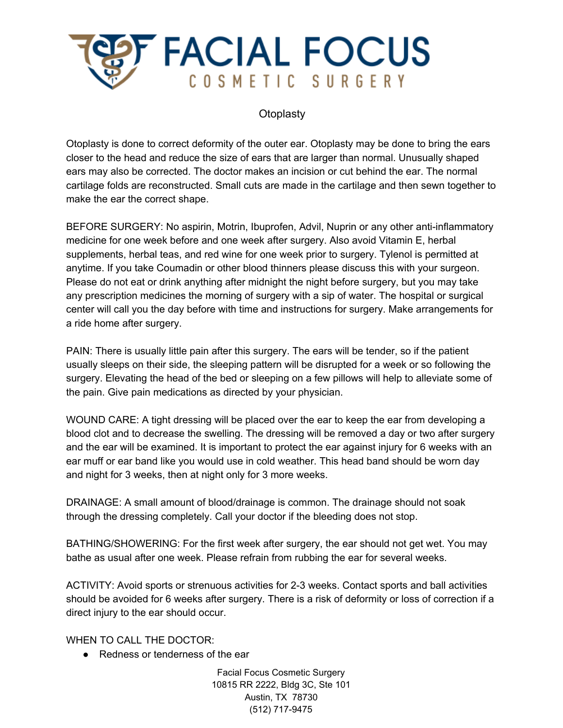// FACIAL FOCUS
COSMETIC SURGERY

# Otoplasty

Otoplasty is done to correct deformity of the outer ear. Otoplasty may be done to bring the ears closer to the head and reduce the size of ears that are larger than normal. Unusually shaped ears may also be corrected. The doctor makes an incision or cut behind the ear. The normal cartilage folds are reconstructed. Small cuts are made in the cartilage and then sewn together to make the ear the correct shape.

BEFORE SURGERY: No aspirin, Motrin, Ibuprofen, Advil, Nuprin or any other anti-inflammatory medicine for one week before and one week after surgery. Also avoid Vitamin E, herbal supplements, herbal teas, and red wine for one week prior to surgery. Tylenol is permitted at anytime. If you take Coumadin or other blood thinners please discuss this with your surgeon. Please do not eat or drink anything after midnight the night before surgery, but you may take any prescription medicines the morning of surgery with a sip of water. The hospital or surgical center will call you the day before with time and instructions for surgery. Make arrangements for a ride home after surgery.

PAIN: There is usually little pain after this surgery. The ears will be tender, so if the patient usually sleeps on their side, the sleeping pattern will be disrupted for a week or so following the surgery. Elevating the head of the bed or sleeping on a few pillows will help to alleviate some of the pain. Give pain medications as directed by your physician.

WOUND CARE: A tight dressing will be placed over the ear to keep the ear from developing a blood clot and to decrease the swelling. The dressing will be removed a day or two after surgery and the ear will be examined. It is important to protect the ear against injury for 6 weeks with an ear muff or ear band like you would use in cold weather. This head band should be worn day and night for 3 weeks, then at night only for 3 more weeks.

DRAINAGE: A small amount of blood/drainage is common. The drainage should not soak through the dressing completely. Call your doctor if the bleeding does not stop.

BATHING/SHOWERING: For the first week after surgery, the ear should not get wet. You may bathe as usual after one week. Please refrain from rubbing the ear for several weeks.

ACTIVITY: Avoid sports or strenuous activities for 2-3 weeks. Contact sports and ball activities should be avoided for 6 weeks after surgery. There is a risk of deformity or loss of correction if a direct injury to the ear should occur.

WHEN TO CALL THE DOCTOR:

- Redness or tenderness of the ear

Facial Focus Cosmetic Surgery
10815 RR 2222, Bldg 3C, Ste 101
Austin, TX 78730
(512) 717-9475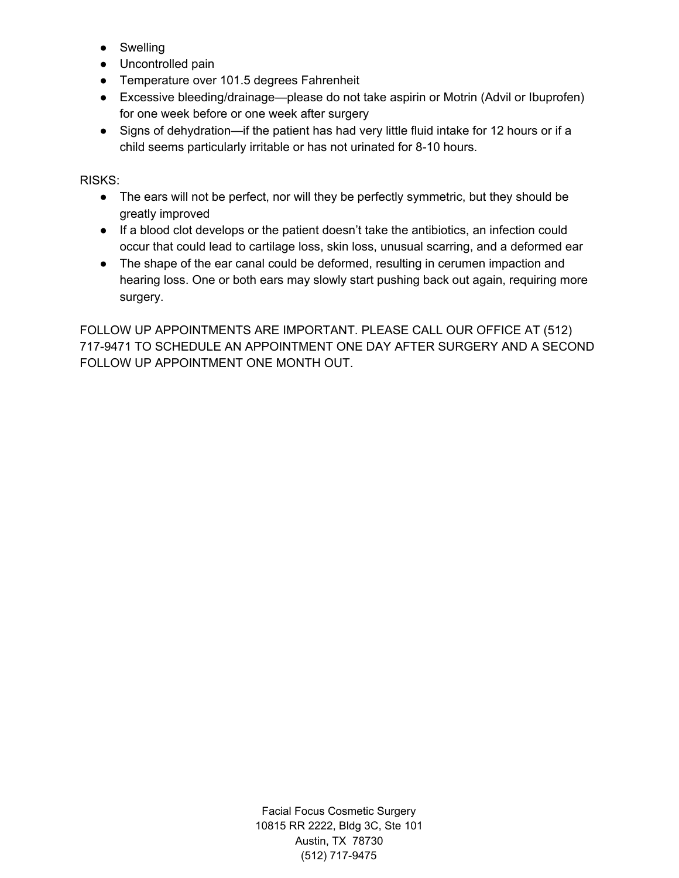- Swelling
- Uncontrolled pain
- Temperature over 101.5 degrees Fahrenheit
- Excessive bleeding/drainage—please do not take aspirin or Motrin (Advil or Ibuprofen) for one week before or one week after surgery
- Signs of dehydration—if the patient has had very little fluid intake for 12 hours or if a child seems particularly irritable or has not urinated for 8-10 hours.

RISKS:

- The ears will not be perfect, nor will they be perfectly symmetric, but they should be greatly improved
- If a blood clot develops or the patient doesn't take the antibiotics, an infection could occur that could lead to cartilage loss, skin loss, unusual scarring, and a deformed ear
- The shape of the ear canal could be deformed, resulting in cerumen impaction and hearing loss. One or both ears may slowly start pushing back out again, requiring more surgery.

FOLLOW UP APPOINTMENTS ARE IMPORTANT. PLEASE CALL OUR OFFICE AT (512) 717-9471 TO SCHEDULE AN APPOINTMENT ONE DAY AFTER SURGERY AND A SECOND FOLLOW UP APPOINTMENT ONE MONTH OUT.

Facial Focus Cosmetic Surgery
10815 RR 2222, Bldg 3C, Ste 101
Austin, TX 78730
(512) 717-9475